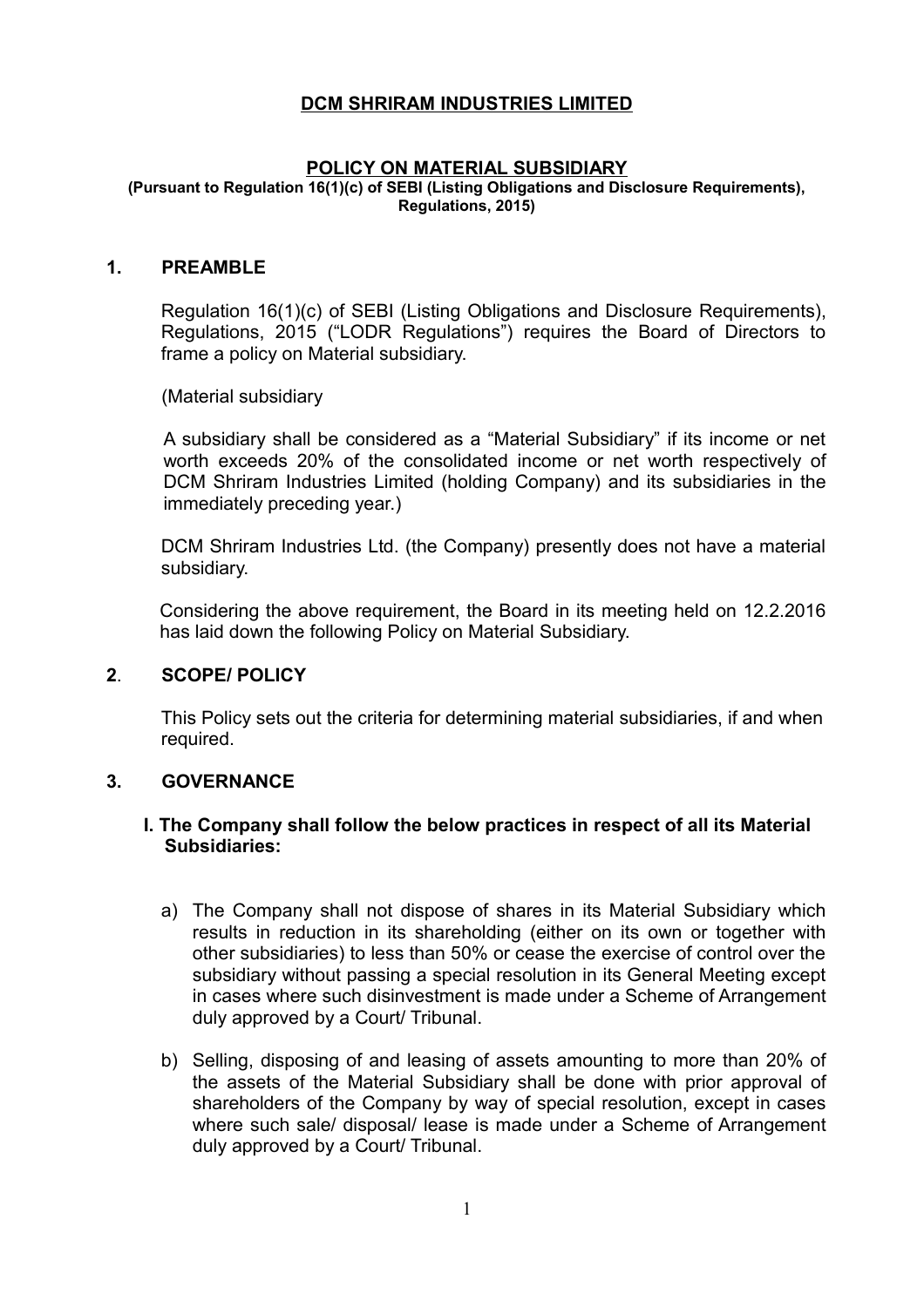# DCM SHRIRAM INDUSTRIES LIMITED

## POLICY ON MATERIAL SUBSIDIARY

**(Pursuant to Regulation 16(1)(c) of SEBI (Listing Obligations and Disclosure Requirements), Regulations, 2015)**

## 1. PREAMBLE

Regulation 16(1)(c) of SEBI (Listing Obligations and Disclosure Requirements), Regulations, 2015 ("LODR Regulations") requires the Board of Directors to frame a policy on Material subsidiary.

(Material subsidiary

A subsidiary shall be considered as a "Material Subsidiary" if its income or net worth exceeds 20% of the consolidated income or net worth respectively of DCM Shriram Industries Limited (holding Company) and its subsidiaries in the immediately preceding year.)

DCM Shriram Industries Ltd. (the Company) presently does not have a material subsidiary.

Considering the above requirement, the Board in its meeting held on 12.2.2016 has laid down the following Policy on Material Subsidiary.

## 2. SCOPE/ POLICY

This Policy sets out the criteria for determining material subsidiaries, if and when required.

## 3. GOVERNANCE

**I. The Company shall follow the below practices in respect of all its Material Subsidiaries:**

a) The Company shall not dispose of shares in its Material Subsidiary which results in reduction in its shareholding (either on its own or together with other subsidiaries) to less than 50% or cease the exercise of control over the subsidiary without passing a special resolution in its General Meeting except in cases where such disinvestment is made under a Scheme of Arrangement duly approved by a Court/ Tribunal.

b) Selling, disposing of and leasing of assets amounting to more than 20% of the assets of the Material Subsidiary shall be done with prior approval of shareholders of the Company by way of special resolution, except in cases where such sale/ disposal/ lease is made under a Scheme of Arrangement duly approved by a Court/ Tribunal.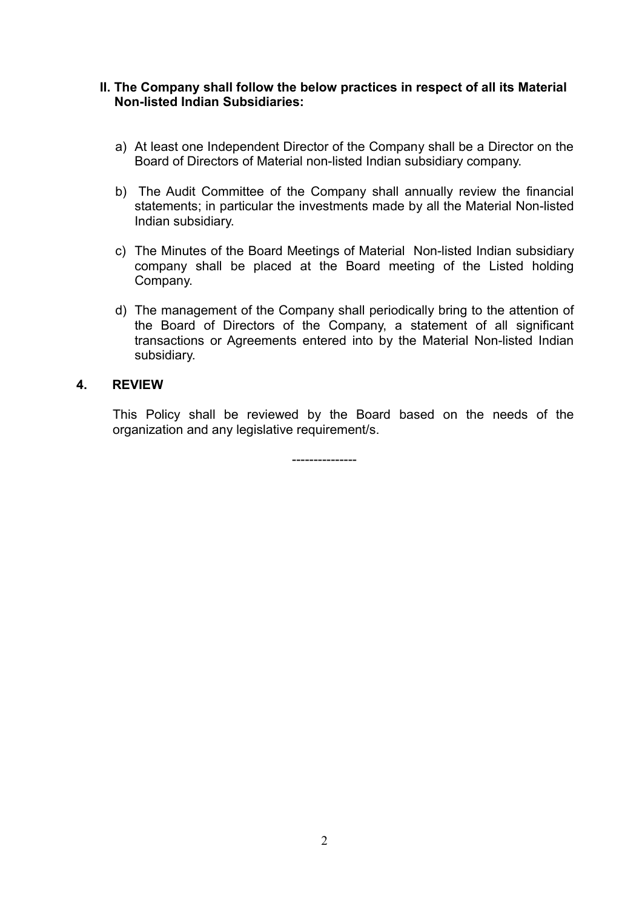**II. The Company shall follow the below practices in respect of all its Material Non-listed Indian Subsidiaries:**

a) At least one Independent Director of the Company shall be a Director on the Board of Directors of Material non-listed Indian subsidiary company.

b) The Audit Committee of the Company shall annually review the financial statements; in particular the investments made by all the Material Non-listed Indian subsidiary.

c) The Minutes of the Board Meetings of Material Non-listed Indian subsidiary company shall be placed at the Board meeting of the Listed holding Company.

d) The management of the Company shall periodically bring to the attention of the Board of Directors of the Company, a statement of all significant transactions or Agreements entered into by the Material Non-listed Indian subsidiary.

## 4. REVIEW

This Policy shall be reviewed by the Board based on the needs of the organization and any legislative requirement/s.

---------------